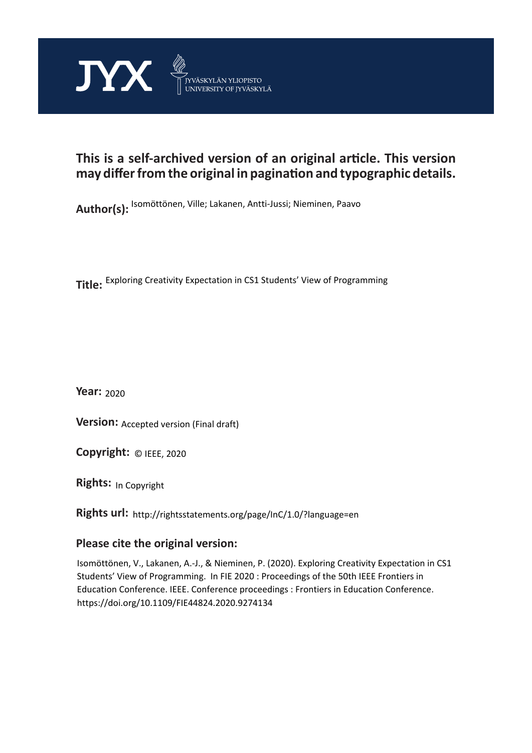JYX JYVÄSKYLÄN YLIOPISTO UNIVERSITY OF JYVÄSKYLÄ

**This is a self-archived version of an original article. This version may differ from the original in pagination and typographic details.**

**Author(s):** Isomöttönen, Ville; Lakanen, Antti-Jussi; Nieminen, Paavo

**Title:** Exploring Creativity Expectation in CS1 Students' View of Programming

**Year:** 2020

**Version:** Accepted version (Final draft)

**Copyright:** © IEEE, 2020

**Rights:** In Copyright

**Rights url:** http://rightsstatements.org/page/InC/1.0/?language=en

**Please cite the original version:**

Isomöttönen, V., Lakanen, A.-J., & Nieminen, P. (2020). Exploring Creativity Expectation in CS1 Students' View of Programming. In FIE 2020 : Proceedings of the 50th IEEE Frontiers in Education Conference. IEEE. Conference proceedings : Frontiers in Education Conference. https://doi.org/10.1109/FIE44824.2020.9274134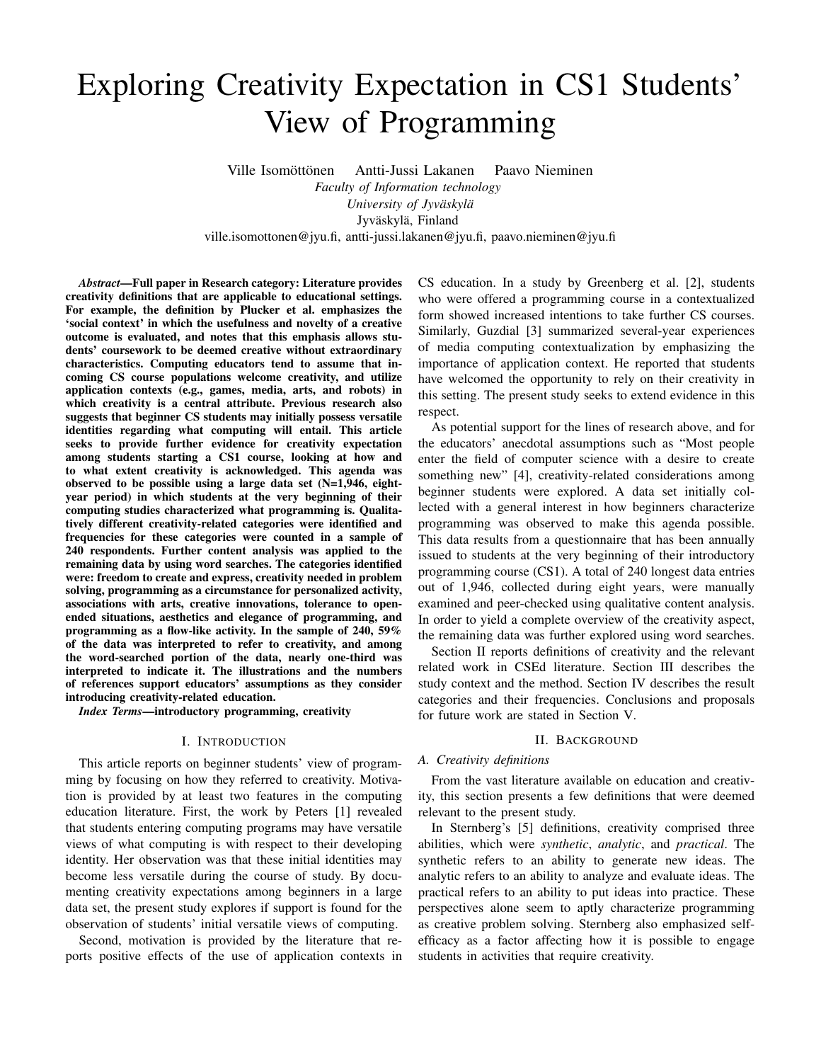# Exploring Creativity Expectation in CS1 Students' View of Programming

Ville Isomöttönen Antti-Jussi Lakanen Paavo Nieminen

*Faculty of Information technology*
*University of Jyväskylä*
Jyväskylä, Finland
ville.isomottonen@jyu.fi, antti-jussi.lakanen@jyu.fi, paavo.nieminen@jyu.fi

***Abstract*—Full paper in Research category: Literature provides creativity definitions that are applicable to educational settings. For example, the definition by Plucker et al. emphasizes the 'social context' in which the usefulness and novelty of a creative outcome is evaluated, and notes that this emphasis allows students' coursework to be deemed creative without extraordinary characteristics. Computing educators tend to assume that incoming CS course populations welcome creativity, and utilize application contexts (e.g., games, media, arts, and robots) in which creativity is a central attribute. Previous research also suggests that beginner CS students may initially possess versatile identities regarding what computing will entail. This article seeks to provide further evidence for creativity expectation among students starting a CS1 course, looking at how and to what extent creativity is acknowledged. This agenda was observed to be possible using a large data set (N=1,946, eight-year period) in which students at the very beginning of their computing studies characterized what programming is. Qualitatively different creativity-related categories were identified and frequencies for these categories were counted in a sample of 240 respondents. Further content analysis was applied to the remaining data by using word searches. The categories identified were: freedom to create and express, creativity needed in problem solving, programming as a circumstance for personalized activity, associations with arts, creative innovations, tolerance to open-ended situations, aesthetics and elegance of programming, and programming as a flow-like activity. In the sample of 240, 59% of the data was interpreted to refer to creativity, and among the word-searched portion of the data, nearly one-third was interpreted to indicate it. The illustrations and the numbers of references support educators' assumptions as they consider introducing creativity-related education.**

***Index Terms*—introductory programming, creativity**

## I. Introduction

This article reports on beginner students' view of programming by focusing on how they referred to creativity. Motivation is provided by at least two features in the computing education literature. First, the work by Peters [1] revealed that students entering computing programs may have versatile views of what computing is with respect to their developing identity. Her observation was that these initial identities may become less versatile during the course of study. By documenting creativity expectations among beginners in a large data set, the present study explores if support is found for the observation of students' initial versatile views of computing.

Second, motivation is provided by the literature that reports positive effects of the use of application contexts in CS education. In a study by Greenberg et al. [2], students who were offered a programming course in a contextualized form showed increased intentions to take further CS courses. Similarly, Guzdial [3] summarized several-year experiences of media computing contextualization by emphasizing the importance of application context. He reported that students have welcomed the opportunity to rely on their creativity in this setting. The present study seeks to extend evidence in this respect.

As potential support for the lines of research above, and for the educators' anecdotal assumptions such as "Most people enter the field of computer science with a desire to create something new" [4], creativity-related considerations among beginner students were explored. A data set initially collected with a general interest in how beginners characterize programming was observed to make this agenda possible. This data results from a questionnaire that has been annually issued to students at the very beginning of their introductory programming course (CS1). A total of 240 longest data entries out of 1,946, collected during eight years, were manually examined and peer-checked using qualitative content analysis. In order to yield a complete overview of the creativity aspect, the remaining data was further explored using word searches.

Section II reports definitions of creativity and the relevant related work in CSEd literature. Section III describes the study context and the method. Section IV describes the result categories and their frequencies. Conclusions and proposals for future work are stated in Section V.

## II. Background

### A. Creativity definitions

From the vast literature available on education and creativity, this section presents a few definitions that were deemed relevant to the present study.

In Sternberg's [5] definitions, creativity comprised three abilities, which were *synthetic*, *analytic*, and *practical*. The synthetic refers to an ability to generate new ideas. The analytic refers to an ability to analyze and evaluate ideas. The practical refers to an ability to put ideas into practice. These perspectives alone seem to aptly characterize programming as creative problem solving. Sternberg also emphasized self-efficacy as a factor affecting how it is possible to engage students in activities that require creativity.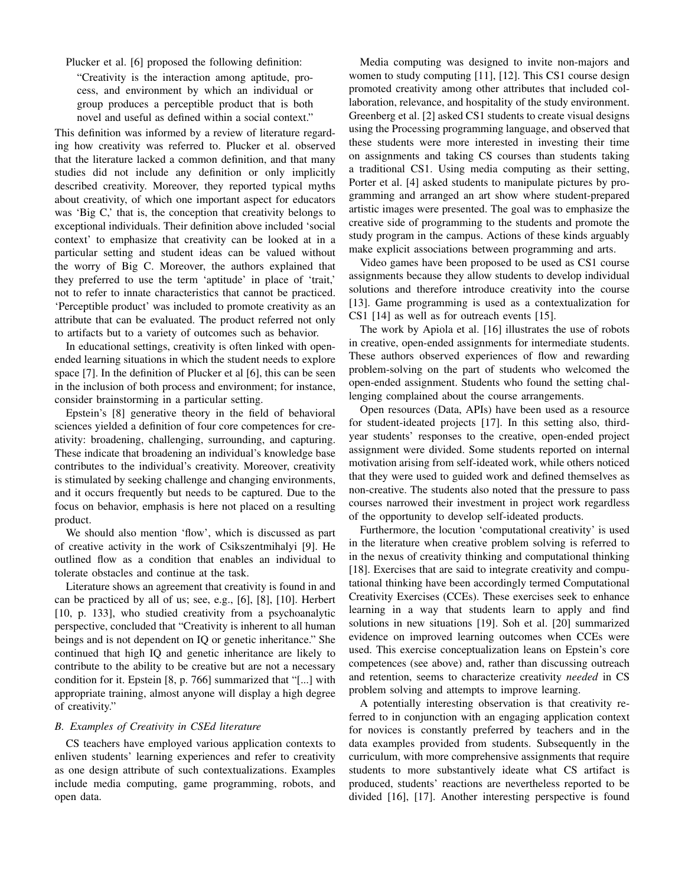Plucker et al. [6] proposed the following definition:

> "Creativity is the interaction among aptitude, process, and environment by which an individual or group produces a perceptible product that is both novel and useful as defined within a social context."

This definition was informed by a review of literature regarding how creativity was referred to. Plucker et al. observed that the literature lacked a common definition, and that many studies did not include any definition or only implicitly described creativity. Moreover, they reported typical myths about creativity, of which one important aspect for educators was 'Big C,' that is, the conception that creativity belongs to exceptional individuals. Their definition above included 'social context' to emphasize that creativity can be looked at in a particular setting and student ideas can be valued without the worry of Big C. Moreover, the authors explained that they preferred to use the term 'aptitude' in place of 'trait,' not to refer to innate characteristics that cannot be practiced. 'Perceptible product' was included to promote creativity as an attribute that can be evaluated. The product referred not only to artifacts but to a variety of outcomes such as behavior.

In educational settings, creativity is often linked with open-ended learning situations in which the student needs to explore space [7]. In the definition of Plucker et al [6], this can be seen in the inclusion of both process and environment; for instance, consider brainstorming in a particular setting.

Epstein's [8] generative theory in the field of behavioral sciences yielded a definition of four core competences for creativity: broadening, challenging, surrounding, and capturing. These indicate that broadening an individual's knowledge base contributes to the individual's creativity. Moreover, creativity is stimulated by seeking challenge and changing environments, and it occurs frequently but needs to be captured. Due to the focus on behavior, emphasis is here not placed on a resulting product.

We should also mention 'flow', which is discussed as part of creative activity in the work of Csikszentmihalyi [9]. He outlined flow as a condition that enables an individual to tolerate obstacles and continue at the task.

Literature shows an agreement that creativity is found in and can be practiced by all of us; see, e.g., [6], [8], [10]. Herbert [10, p. 133], who studied creativity from a psychoanalytic perspective, concluded that "Creativity is inherent to all human beings and is not dependent on IQ or genetic inheritance." She continued that high IQ and genetic inheritance are likely to contribute to the ability to be creative but are not a necessary condition for it. Epstein [8, p. 766] summarized that "[...] with appropriate training, almost anyone will display a high degree of creativity."

### B. Examples of Creativity in CSEd literature

CS teachers have employed various application contexts to enliven students' learning experiences and refer to creativity as one design attribute of such contextualizations. Examples include media computing, game programming, robots, and open data.

Media computing was designed to invite non-majors and women to study computing [11], [12]. This CS1 course design promoted creativity among other attributes that included collaboration, relevance, and hospitality of the study environment. Greenberg et al. [2] asked CS1 students to create visual designs using the Processing programming language, and observed that these students were more interested in investing their time on assignments and taking CS courses than students taking a traditional CS1. Using media computing as their setting, Porter et al. [4] asked students to manipulate pictures by programming and arranged an art show where student-prepared artistic images were presented. The goal was to emphasize the creative side of programming to the students and promote the study program in the campus. Actions of these kinds arguably make explicit associations between programming and arts.

Video games have been proposed to be used as CS1 course assignments because they allow students to develop individual solutions and therefore introduce creativity into the course [13]. Game programming is used as a contextualization for CS1 [14] as well as for outreach events [15].

The work by Apiola et al. [16] illustrates the use of robots in creative, open-ended assignments for intermediate students. These authors observed experiences of flow and rewarding problem-solving on the part of students who welcomed the open-ended assignment. Students who found the setting challenging complained about the course arrangements.

Open resources (Data, APIs) have been used as a resource for student-ideated projects [17]. In this setting also, third-year students' responses to the creative, open-ended project assignment were divided. Some students reported on internal motivation arising from self-ideated work, while others noticed that they were used to guided work and defined themselves as non-creative. The students also noted that the pressure to pass courses narrowed their investment in project work regardless of the opportunity to develop self-ideated products.

Furthermore, the locution 'computational creativity' is used in the literature when creative problem solving is referred to in the nexus of creativity thinking and computational thinking [18]. Exercises that are said to integrate creativity and computational thinking have been accordingly termed Computational Creativity Exercises (CCEs). These exercises seek to enhance learning in a way that students learn to apply and find solutions in new situations [19]. Soh et al. [20] summarized evidence on improved learning outcomes when CCEs were used. This exercise conceptualization leans on Epstein's core competences (see above) and, rather than discussing outreach and retention, seems to characterize creativity *needed* in CS problem solving and attempts to improve learning.

A potentially interesting observation is that creativity referred to in conjunction with an engaging application context for novices is constantly preferred by teachers and in the data examples provided from students. Subsequently in the curriculum, with more comprehensive assignments that require students to more substantively ideate what CS artifact is produced, students' reactions are nevertheless reported to be divided [16], [17]. Another interesting perspective is found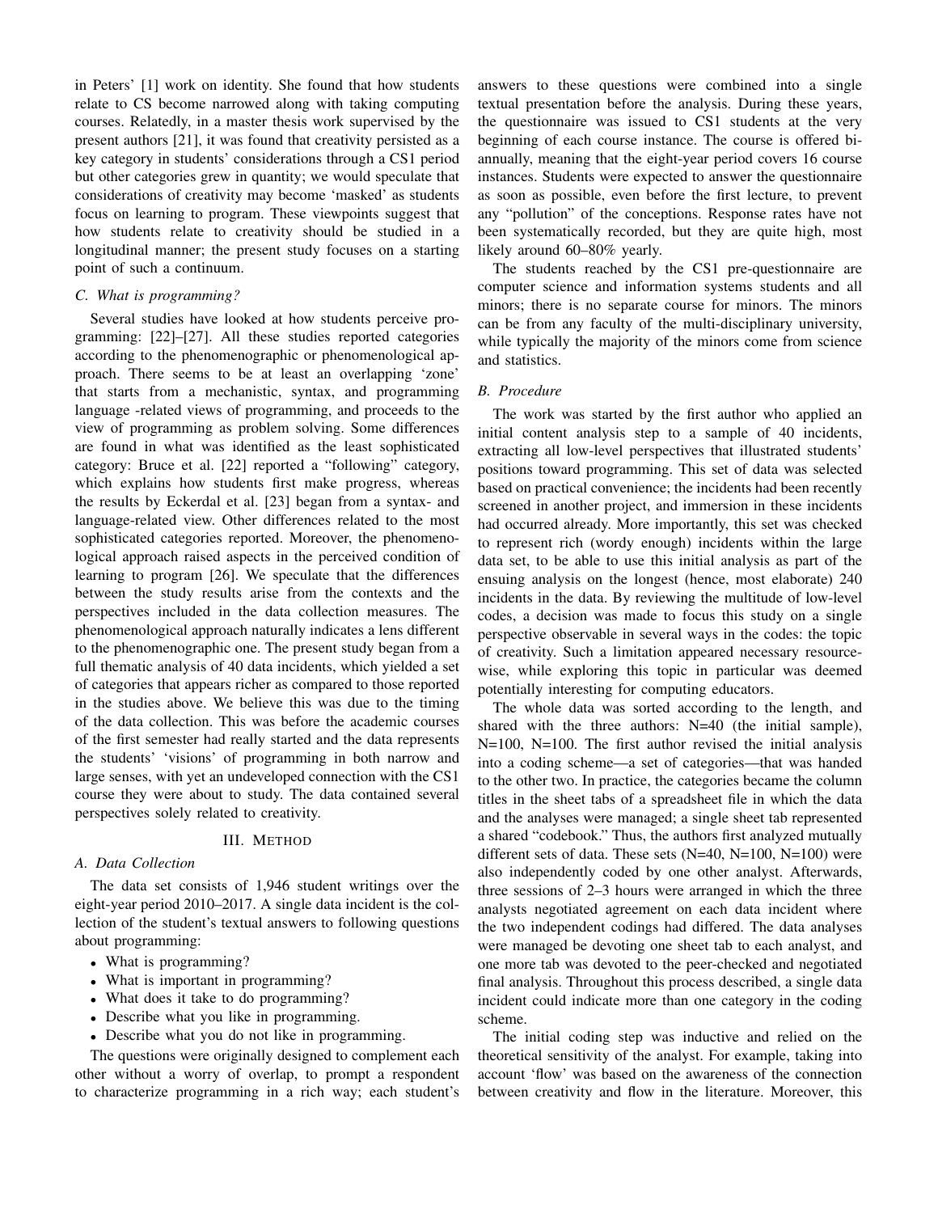in Peters' [1] work on identity. She found that how students relate to CS become narrowed along with taking computing courses. Relatedly, in a master thesis work supervised by the present authors [21], it was found that creativity persisted as a key category in students' considerations through a CS1 period but other categories grew in quantity; we would speculate that considerations of creativity may become 'masked' as students focus on learning to program. These viewpoints suggest that how students relate to creativity should be studied in a longitudinal manner; the present study focuses on a starting point of such a continuum.

### C. What is programming?

Several studies have looked at how students perceive programming: [22]–[27]. All these studies reported categories according to the phenomenographic or phenomenological approach. There seems to be at least an overlapping 'zone' that starts from a mechanistic, syntax, and programming language -related views of programming, and proceeds to the view of programming as problem solving. Some differences are found in what was identified as the least sophisticated category: Bruce et al. [22] reported a "following" category, which explains how students first make progress, whereas the results by Eckerdal et al. [23] began from a syntax- and language-related view. Other differences related to the most sophisticated categories reported. Moreover, the phenomenological approach raised aspects in the perceived condition of learning to program [26]. We speculate that the differences between the study results arise from the contexts and the perspectives included in the data collection measures. The phenomenological approach naturally indicates a lens different to the phenomenographic one. The present study began from a full thematic analysis of 40 data incidents, which yielded a set of categories that appears richer as compared to those reported in the studies above. We believe this was due to the timing of the data collection. This was before the academic courses of the first semester had really started and the data represents the students' 'visions' of programming in both narrow and large senses, with yet an undeveloped connection with the CS1 course they were about to study. The data contained several perspectives solely related to creativity.

## III. Method

### A. Data Collection

The data set consists of 1,946 student writings over the eight-year period 2010–2017. A single data incident is the collection of the student's textual answers to following questions about programming:

- What is programming?
- What is important in programming?
- What does it take to do programming?
- Describe what you like in programming.
- Describe what you do not like in programming.

The questions were originally designed to complement each other without a worry of overlap, to prompt a respondent to characterize programming in a rich way; each student's answers to these questions were combined into a single textual presentation before the analysis. During these years, the questionnaire was issued to CS1 students at the very beginning of each course instance. The course is offered bi-annually, meaning that the eight-year period covers 16 course instances. Students were expected to answer the questionnaire as soon as possible, even before the first lecture, to prevent any "pollution" of the conceptions. Response rates have not been systematically recorded, but they are quite high, most likely around 60–80% yearly.

The students reached by the CS1 pre-questionnaire are computer science and information systems students and all minors; there is no separate course for minors. The minors can be from any faculty of the multi-disciplinary university, while typically the majority of the minors come from science and statistics.

### B. Procedure

The work was started by the first author who applied an initial content analysis step to a sample of 40 incidents, extracting all low-level perspectives that illustrated students' positions toward programming. This set of data was selected based on practical convenience; the incidents had been recently screened in another project, and immersion in these incidents had occurred already. More importantly, this set was checked to represent rich (wordy enough) incidents within the large data set, to be able to use this initial analysis as part of the ensuing analysis on the longest (hence, most elaborate) 240 incidents in the data. By reviewing the multitude of low-level codes, a decision was made to focus this study on a single perspective observable in several ways in the codes: the topic of creativity. Such a limitation appeared necessary resource-wise, while exploring this topic in particular was deemed potentially interesting for computing educators.

The whole data was sorted according to the length, and shared with the three authors: N=40 (the initial sample), N=100, N=100. The first author revised the initial analysis into a coding scheme—a set of categories—that was handed to the other two. In practice, the categories became the column titles in the sheet tabs of a spreadsheet file in which the data and the analyses were managed; a single sheet tab represented a shared "codebook." Thus, the authors first analyzed mutually different sets of data. These sets (N=40, N=100, N=100) were also independently coded by one other analyst. Afterwards, three sessions of 2–3 hours were arranged in which the three analysts negotiated agreement on each data incident where the two independent codings had differed. The data analyses were managed be devoting one sheet tab to each analyst, and one more tab was devoted to the peer-checked and negotiated final analysis. Throughout this process described, a single data incident could indicate more than one category in the coding scheme.

The initial coding step was inductive and relied on the theoretical sensitivity of the analyst. For example, taking into account 'flow' was based on the awareness of the connection between creativity and flow in the literature. Moreover, this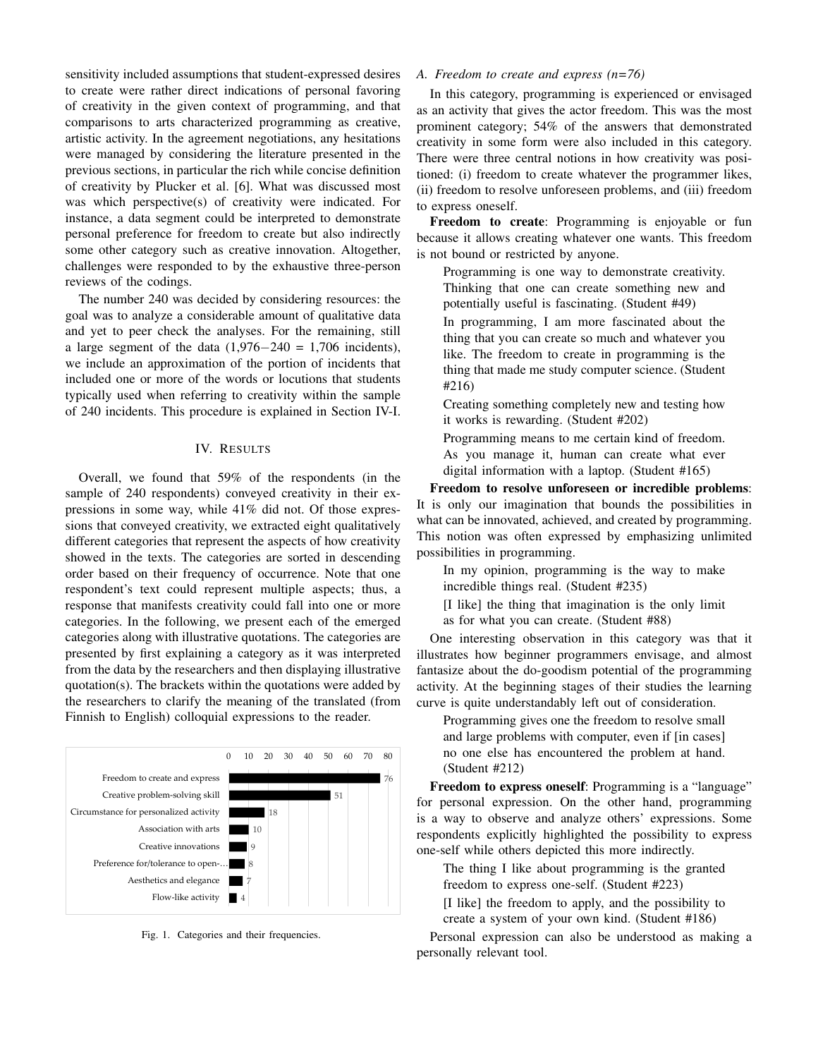sensitivity included assumptions that student-expressed desires to create were rather direct indications of personal favoring of creativity in the given context of programming, and that comparisons to arts characterized programming as creative, artistic activity. In the agreement negotiations, any hesitations were managed by considering the literature presented in the previous sections, in particular the rich while concise definition of creativity by Plucker et al. [6]. What was discussed most was which perspective(s) of creativity were indicated. For instance, a data segment could be interpreted to demonstrate personal preference for freedom to create but also indirectly some other category such as creative innovation. Altogether, challenges were responded to by the exhaustive three-person reviews of the codings.

The number 240 was decided by considering resources: the goal was to analyze a considerable amount of qualitative data and yet to peer check the analyses. For the remaining, still a large segment of the data (1,976−240 = 1,706 incidents), we include an approximation of the portion of incidents that included one or more of the words or locutions that students typically used when referring to creativity within the sample of 240 incidents. This procedure is explained in Section IV-I.

## IV. Results

Overall, we found that 59% of the respondents (in the sample of 240 respondents) conveyed creativity in their expressions in some way, while 41% did not. Of those expressions that conveyed creativity, we extracted eight qualitatively different categories that represent the aspects of how creativity showed in the texts. The categories are sorted in descending order based on their frequency of occurrence. Note that one respondent's text could represent multiple aspects; thus, a response that manifests creativity could fall into one or more categories. In the following, we present each of the emerged categories along with illustrative quotations. The categories are presented by first explaining a category as it was interpreted from the data by the researchers and then displaying illustrative quotation(s). The brackets within the quotations were added by the researchers to clarify the meaning of the translated (from Finnish to English) colloquial expressions to the reader.

| Category | Frequency |
|---|---|
| Freedom to create and express | 76 |
| Creative problem-solving skill | 51 |
| Circumstance for personalized activity | 18 |
| Association with arts | 10 |
| Creative innovations | 9 |
| Preference for/tolerance to open-… | 8 |
| Aesthetics and elegance | 7 |
| Flow-like activity | 4 |

Fig. 1. Categories and their frequencies.

### *A. Freedom to create and express (n=76)*

In this category, programming is experienced or envisaged as an activity that gives the actor freedom. This was the most prominent category; 54% of the answers that demonstrated creativity in some form were also included in this category. There were three central notions in how creativity was positioned: (i) freedom to create whatever the programmer likes, (ii) freedom to resolve unforeseen problems, and (iii) freedom to express oneself.

**Freedom to create**: Programming is enjoyable or fun because it allows creating whatever one wants. This freedom is not bound or restricted by anyone.

> Programming is one way to demonstrate creativity. Thinking that one can create something new and potentially useful is fascinating. (Student #49)

> In programming, I am more fascinated about the thing that you can create so much and whatever you like. The freedom to create in programming is the thing that made me study computer science. (Student #216)

> Creating something completely new and testing how it works is rewarding. (Student #202)

> Programming means to me certain kind of freedom. As you manage it, human can create what ever digital information with a laptop. (Student #165)

**Freedom to resolve unforeseen or incredible problems**: It is only our imagination that bounds the possibilities in what can be innovated, achieved, and created by programming. This notion was often expressed by emphasizing unlimited possibilities in programming.

> In my opinion, programming is the way to make incredible things real. (Student #235)

> [I like] the thing that imagination is the only limit as for what you can create. (Student #88)

One interesting observation in this category was that it illustrates how beginner programmers envisage, and almost fantasize about the do-goodism potential of the programming activity. At the beginning stages of their studies the learning curve is quite understandably left out of consideration.

> Programming gives one the freedom to resolve small and large problems with computer, even if [in cases] no one else has encountered the problem at hand. (Student #212)

**Freedom to express oneself**: Programming is a "language" for personal expression. On the other hand, programming is a way to observe and analyze others' expressions. Some respondents explicitly highlighted the possibility to express one-self while others depicted this more indirectly.

> The thing I like about programming is the granted freedom to express one-self. (Student #223)

> [I like] the freedom to apply, and the possibility to create a system of your own kind. (Student #186)

Personal expression can also be understood as making a personally relevant tool.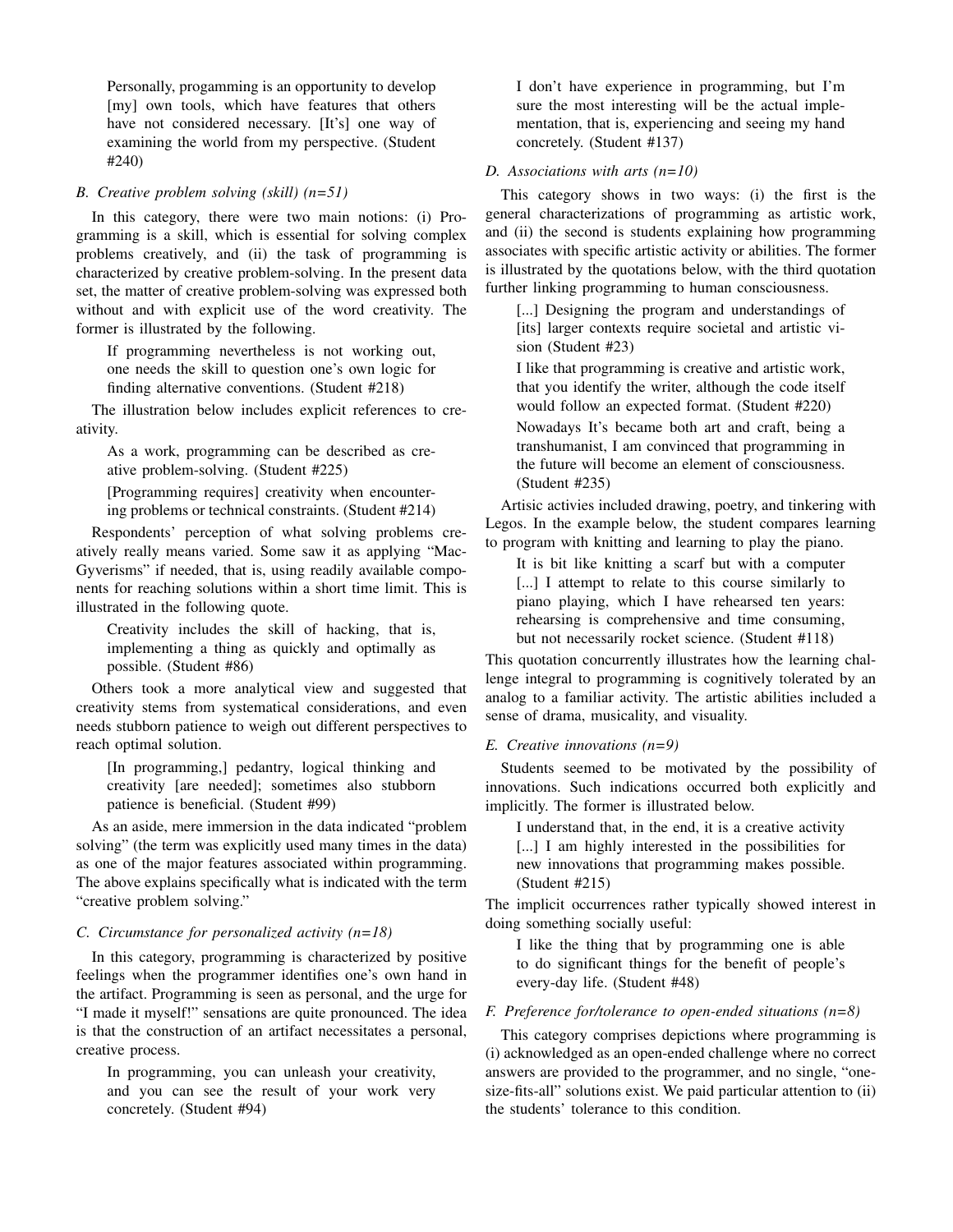> Personally, progamming is an opportunity to develop [my] own tools, which have features that others have not considered necessary. [It's] one way of examining the world from my perspective. (Student #240)

### B. Creative problem solving (skill) (n=51)

In this category, there were two main notions: (i) Programming is a skill, which is essential for solving complex problems creatively, and (ii) the task of programming is characterized by creative problem-solving. In the present data set, the matter of creative problem-solving was expressed both without and with explicit use of the word creativity. The former is illustrated by the following.

> If programming nevertheless is not working out, one needs the skill to question one's own logic for finding alternative conventions. (Student #218)

The illustration below includes explicit references to creativity.

> As a work, programming can be described as creative problem-solving. (Student #225)
>
> [Programming requires] creativity when encountering problems or technical constraints. (Student #214)

Respondents' perception of what solving problems creatively really means varied. Some saw it as applying "MacGyverisms" if needed, that is, using readily available components for reaching solutions within a short time limit. This is illustrated in the following quote.

> Creativity includes the skill of hacking, that is, implementing a thing as quickly and optimally as possible. (Student #86)

Others took a more analytical view and suggested that creativity stems from systematical considerations, and even needs stubborn patience to weigh out different perspectives to reach optimal solution.

> [In programming,] pedantry, logical thinking and creativity [are needed]; sometimes also stubborn patience is beneficial. (Student #99)

As an aside, mere immersion in the data indicated "problem solving" (the term was explicitly used many times in the data) as one of the major features associated within programming. The above explains specifically what is indicated with the term "creative problem solving."

### C. Circumstance for personalized activity (n=18)

In this category, programming is characterized by positive feelings when the programmer identifies one's own hand in the artifact. Programming is seen as personal, and the urge for "I made it myself!" sensations are quite pronounced. The idea is that the construction of an artifact necessitates a personal, creative process.

> In programming, you can unleash your creativity, and you can see the result of your work very concretely. (Student #94)
>
> I don't have experience in programming, but I'm sure the most interesting will be the actual implementation, that is, experiencing and seeing my hand concretely. (Student #137)

### D. Associations with arts (n=10)

This category shows in two ways: (i) the first is the general characterizations of programming as artistic work, and (ii) the second is students explaining how programming associates with specific artistic activity or abilities. The former is illustrated by the quotations below, with the third quotation further linking programming to human consciousness.

> [...] Designing the program and understandings of [its] larger contexts require societal and artistic vision (Student #23)
>
> I like that programming is creative and artistic work, that you identify the writer, although the code itself would follow an expected format. (Student #220)
>
> Nowadays It's became both art and craft, being a transhumanist, I am convinced that programming in the future will become an element of consciousness. (Student #235)

Artisic activies included drawing, poetry, and tinkering with Legos. In the example below, the student compares learning to program with knitting and learning to play the piano.

> It is bit like knitting a scarf but with a computer [...] I attempt to relate to this course similarly to piano playing, which I have rehearsed ten years: rehearsing is comprehensive and time consuming, but not necessarily rocket science. (Student #118)

This quotation concurrently illustrates how the learning challenge integral to programming is cognitively tolerated by an analog to a familiar activity. The artistic abilities included a sense of drama, musicality, and visuality.

### E. Creative innovations (n=9)

Students seemed to be motivated by the possibility of innovations. Such indications occurred both explicitly and implicitly. The former is illustrated below.

> I understand that, in the end, it is a creative activity [...] I am highly interested in the possibilities for new innovations that programming makes possible. (Student #215)

The implicit occurrences rather typically showed interest in doing something socially useful:

> I like the thing that by programming one is able to do significant things for the benefit of people's every-day life. (Student #48)

### F. Preference for/tolerance to open-ended situations (n=8)

This category comprises depictions where programming is (i) acknowledged as an open-ended challenge where no correct answers are provided to the programmer, and no single, "one-size-fits-all" solutions exist. We paid particular attention to (ii) the students' tolerance to this condition.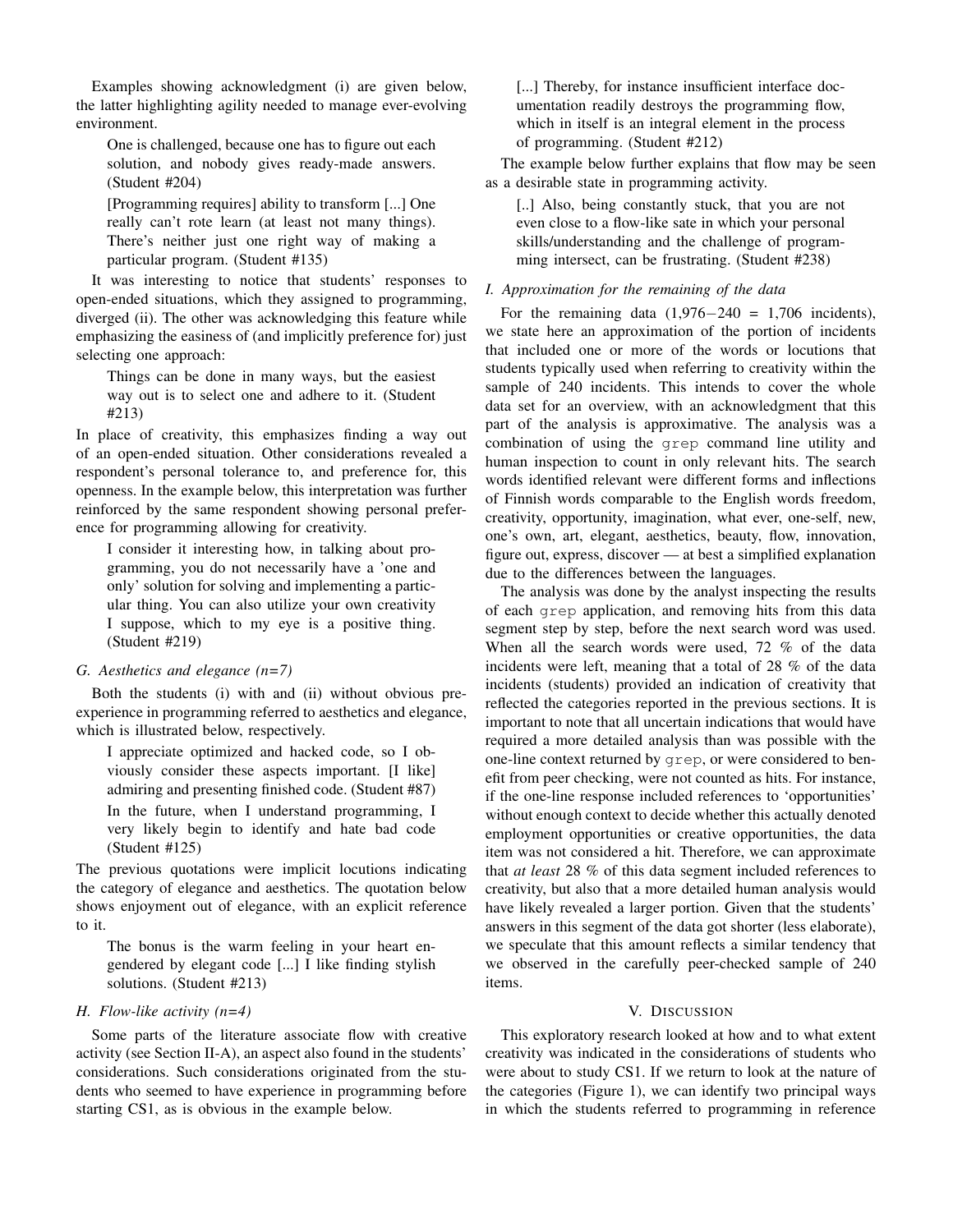Examples showing acknowledgment (i) are given below, the latter highlighting agility needed to manage ever-evolving environment.

> One is challenged, because one has to figure out each solution, and nobody gives ready-made answers. (Student #204)

> [Programming requires] ability to transform [...] One really can't rote learn (at least not many things). There's neither just one right way of making a particular program. (Student #135)

It was interesting to notice that students' responses to open-ended situations, which they assigned to programming, diverged (ii). The other was acknowledging this feature while emphasizing the easiness of (and implicitly preference for) just selecting one approach:

> Things can be done in many ways, but the easiest way out is to select one and adhere to it. (Student #213)

In place of creativity, this emphasizes finding a way out of an open-ended situation. Other considerations revealed a respondent's personal tolerance to, and preference for, this openness. In the example below, this interpretation was further reinforced by the same respondent showing personal preference for programming allowing for creativity.

> I consider it interesting how, in talking about programming, you do not necessarily have a 'one and only' solution for solving and implementing a particular thing. You can also utilize your own creativity I suppose, which to my eye is a positive thing. (Student #219)

### G. Aesthetics and elegance (n=7)

Both the students (i) with and (ii) without obvious pre-experience in programming referred to aesthetics and elegance, which is illustrated below, respectively.

> I appreciate optimized and hacked code, so I obviously consider these aspects important. [I like] admiring and presenting finished code. (Student #87)

> In the future, when I understand programming, I very likely begin to identify and hate bad code (Student #125)

The previous quotations were implicit locutions indicating the category of elegance and aesthetics. The quotation below shows enjoyment out of elegance, with an explicit reference to it.

> The bonus is the warm feeling in your heart engendered by elegant code [...] I like finding stylish solutions. (Student #213)

### H. Flow-like activity (n=4)

Some parts of the literature associate flow with creative activity (see Section II-A), an aspect also found in the students' considerations. Such considerations originated from the students who seemed to have experience in programming before starting CS1, as is obvious in the example below.

> [...] Thereby, for instance insufficient interface documentation readily destroys the programming flow, which in itself is an integral element in the process of programming. (Student #212)

The example below further explains that flow may be seen as a desirable state in programming activity.

> [..] Also, being constantly stuck, that you are not even close to a flow-like sate in which your personal skills/understanding and the challenge of programming intersect, can be frustrating. (Student #238)

### I. Approximation for the remaining of the data

For the remaining data (1,976−240 = 1,706 incidents), we state here an approximation of the portion of incidents that included one or more of the words or locutions that students typically used when referring to creativity within the sample of 240 incidents. This intends to cover the whole data set for an overview, with an acknowledgment that this part of the analysis is approximative. The analysis was a combination of using the `grep` command line utility and human inspection to count in only relevant hits. The search words identified relevant were different forms and inflections of Finnish words comparable to the English words freedom, creativity, opportunity, imagination, what ever, one-self, new, one's own, art, elegant, aesthetics, beauty, flow, innovation, figure out, express, discover — at best a simplified explanation due to the differences between the languages.

The analysis was done by the analyst inspecting the results of each `grep` application, and removing hits from this data segment step by step, before the next search word was used. When all the search words were used, 72 % of the data incidents were left, meaning that a total of 28 % of the data incidents (students) provided an indication of creativity that reflected the categories reported in the previous sections. It is important to note that all uncertain indications that would have required a more detailed analysis than was possible with the one-line context returned by `grep`, or were considered to benefit from peer checking, were not counted as hits. For instance, if the one-line response included references to 'opportunities' without enough context to decide whether this actually denoted employment opportunities or creative opportunities, the data item was not considered a hit. Therefore, we can approximate that *at least* 28 % of this data segment included references to creativity, but also that a more detailed human analysis would have likely revealed a larger portion. Given that the students' answers in this segment of the data got shorter (less elaborate), we speculate that this amount reflects a similar tendency that we observed in the carefully peer-checked sample of 240 items.

## V. Discussion

This exploratory research looked at how and to what extent creativity was indicated in the considerations of students who were about to study CS1. If we return to look at the nature of the categories (Figure 1), we can identify two principal ways in which the students referred to programming in reference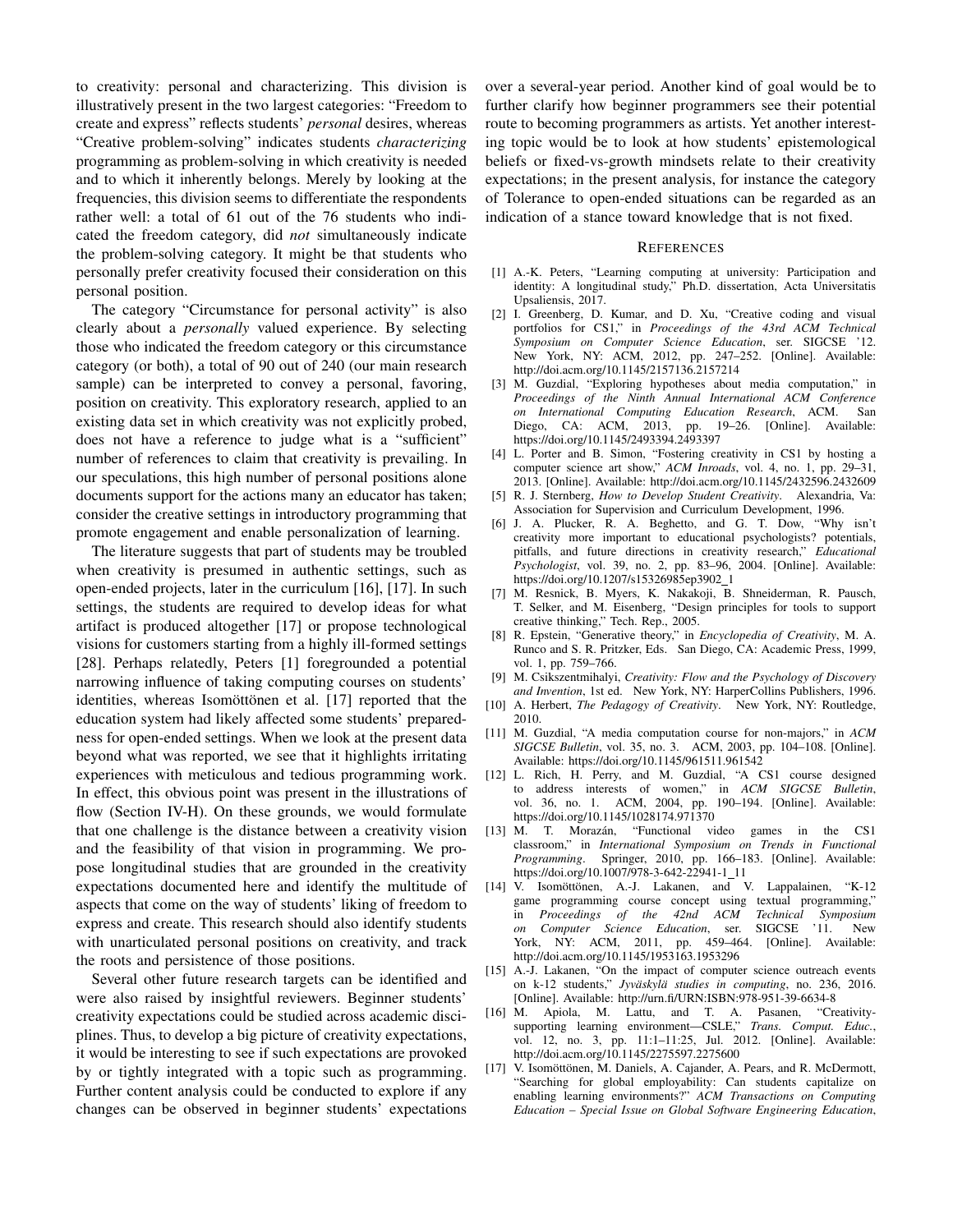to creativity: personal and characterizing. This division is illustratively present in the two largest categories: "Freedom to create and express" reflects students' *personal* desires, whereas "Creative problem-solving" indicates students *characterizing* programming as problem-solving in which creativity is needed and to which it inherently belongs. Merely by looking at the frequencies, this division seems to differentiate the respondents rather well: a total of 61 out of the 76 students who indicated the freedom category, did *not* simultaneously indicate the problem-solving category. It might be that students who personally prefer creativity focused their consideration on this personal position.

The category "Circumstance for personal activity" is also clearly about a *personally* valued experience. By selecting those who indicated the freedom category or this circumstance category (or both), a total of 90 out of 240 (our main research sample) can be interpreted to convey a personal, favoring, position on creativity. This exploratory research, applied to an existing data set in which creativity was not explicitly probed, does not have a reference to judge what is a "sufficient" number of references to claim that creativity is prevailing. In our speculations, this high number of personal positions alone documents support for the actions many an educator has taken; consider the creative settings in introductory programming that promote engagement and enable personalization of learning.

The literature suggests that part of students may be troubled when creativity is presumed in authentic settings, such as open-ended projects, later in the curriculum [16], [17]. In such settings, the students are required to develop ideas for what artifact is produced altogether [17] or propose technological visions for customers starting from a highly ill-formed settings [28]. Perhaps relatedly, Peters [1] foregrounded a potential narrowing influence of taking computing courses on students' identities, whereas Isomöttönen et al. [17] reported that the education system had likely affected some students' preparedness for open-ended settings. When we look at the present data beyond what was reported, we see that it highlights irritating experiences with meticulous and tedious programming work. In effect, this obvious point was present in the illustrations of flow (Section IV-H). On these grounds, we would formulate that one challenge is the distance between a creativity vision and the feasibility of that vision in programming. We propose longitudinal studies that are grounded in the creativity expectations documented here and identify the multitude of aspects that come on the way of students' liking of freedom to express and create. This research should also identify students with unarticulated personal positions on creativity, and track the roots and persistence of those positions.

Several other future research targets can be identified and were also raised by insightful reviewers. Beginner students' creativity expectations could be studied across academic disciplines. Thus, to develop a big picture of creativity expectations, it would be interesting to see if such expectations are provoked by or tightly integrated with a topic such as programming. Further content analysis could be conducted to explore if any changes can be observed in beginner students' expectations over a several-year period. Another kind of goal would be to further clarify how beginner programmers see their potential route to becoming programmers as artists. Yet another interesting topic would be to look at how students' epistemological beliefs or fixed-vs-growth mindsets relate to their creativity expectations; in the present analysis, for instance the category of Tolerance to open-ended situations can be regarded as an indication of a stance toward knowledge that is not fixed.

## References

[1] A.-K. Peters, "Learning computing at university: Participation and identity: A longitudinal study," Ph.D. dissertation, Acta Universitatis Upsaliensis, 2017.

[2] I. Greenberg, D. Kumar, and D. Xu, "Creative coding and visual portfolios for CS1," in *Proceedings of the 43rd ACM Technical Symposium on Computer Science Education*, ser. SIGCSE '12. New York, NY: ACM, 2012, pp. 247–252. [Online]. Available: http://doi.acm.org/10.1145/2157136.2157214

[3] M. Guzdial, "Exploring hypotheses about media computation," in *Proceedings of the Ninth Annual International ACM Conference on International Computing Education Research*, ACM. San Diego, CA: ACM, 2013, pp. 19–26. [Online]. Available: https://doi.org/10.1145/2493394.2493397

[4] L. Porter and B. Simon, "Fostering creativity in CS1 by hosting a computer science art show," *ACM Inroads*, vol. 4, no. 1, pp. 29–31, 2013. [Online]. Available: http://doi.acm.org/10.1145/2432596.2432609

[5] R. J. Sternberg, *How to Develop Student Creativity*. Alexandria, Va: Association for Supervision and Curriculum Development, 1996.

[6] J. A. Plucker, R. A. Beghetto, and G. T. Dow, "Why isn't creativity more important to educational psychologists? potentials, pitfalls, and future directions in creativity research," *Educational Psychologist*, vol. 39, no. 2, pp. 83–96, 2004. [Online]. Available: https://doi.org/10.1207/s15326985ep3902_1

[7] M. Resnick, B. Myers, K. Nakakoji, B. Shneiderman, R. Pausch, T. Selker, and M. Eisenberg, "Design principles for tools to support creative thinking," Tech. Rep., 2005.

[8] R. Epstein, "Generative theory," in *Encyclopedia of Creativity*, M. A. Runco and S. R. Pritzker, Eds. San Diego, CA: Academic Press, 1999, vol. 1, pp. 759–766.

[9] M. Csikszentmihalyi, *Creativity: Flow and the Psychology of Discovery and Invention*, 1st ed. New York, NY: HarperCollins Publishers, 1996.

[10] A. Herbert, *The Pedagogy of Creativity*. New York, NY: Routledge, 2010.

[11] M. Guzdial, "A media computation course for non-majors," in *ACM SIGCSE Bulletin*, vol. 35, no. 3. ACM, 2003, pp. 104–108. [Online]. Available: https://doi.org/10.1145/961511.961542

[12] L. Rich, H. Perry, and M. Guzdial, "A CS1 course designed to address interests of women," in *ACM SIGCSE Bulletin*, vol. 36, no. 1. ACM, 2004, pp. 190–194. [Online]. Available: https://doi.org/10.1145/1028174.971370

[13] M. T. Morazán, "Functional video games in the CS1 classroom," in *International Symposium on Trends in Functional Programming*. Springer, 2010, pp. 166–183. [Online]. Available: https://doi.org/10.1007/978-3-642-22941-1_11

[14] V. Isomöttönen, A.-J. Lakanen, and V. Lappalainen, "K-12 game programming course concept using textual programming," in *Proceedings of the 42nd ACM Technical Symposium on Computer Science Education*, ser. SIGCSE '11. New York, NY: ACM, 2011, pp. 459–464. [Online]. Available: http://doi.acm.org/10.1145/1953163.1953296

[15] A.-J. Lakanen, "On the impact of computer science outreach events on k-12 students," *Jyväskylä studies in computing*, no. 236, 2016. [Online]. Available: http://urn.fi/URN:ISBN:978-951-39-6634-8

[16] M. Apiola, M. Lattu, and T. A. Pasanen, "Creativity-supporting learning environment—CSLE," *Trans. Comput. Educ.*, vol. 12, no. 3, pp. 11:1–11:25, Jul. 2012. [Online]. Available: http://doi.acm.org/10.1145/2275597.2275600

[17] V. Isomöttönen, M. Daniels, A. Cajander, A. Pears, and R. McDermott, "Searching for global employability: Can students capitalize on enabling learning environments?" *ACM Transactions on Computing Education – Special Issue on Global Software Engineering Education*,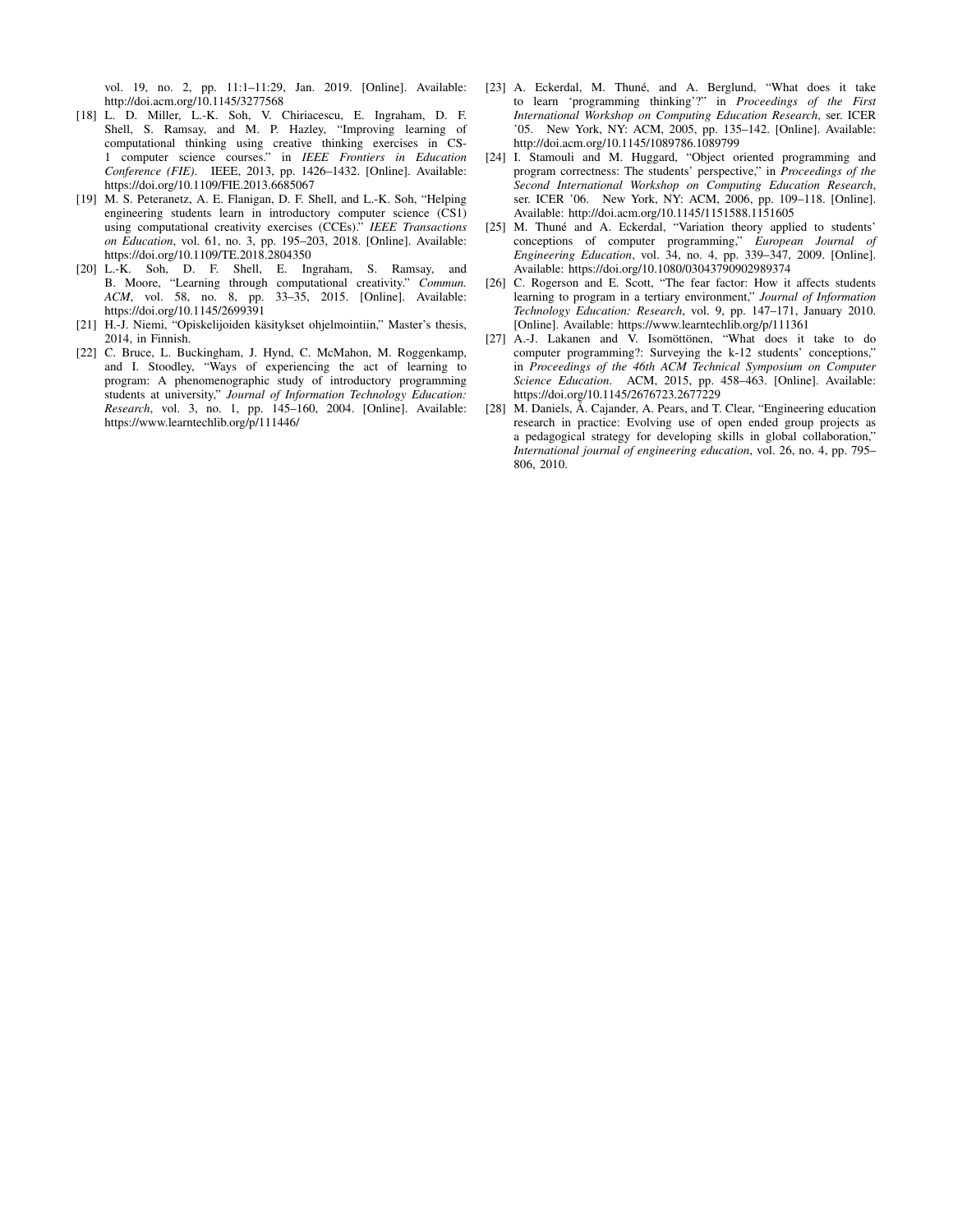vol. 19, no. 2, pp. 11:1–11:29, Jan. 2019. [Online]. Available: http://doi.acm.org/10.1145/3277568

[18] L. D. Miller, L.-K. Soh, V. Chiriacescu, E. Ingraham, D. F. Shell, S. Ramsay, and M. P. Hazley, "Improving learning of computational thinking using creative thinking exercises in CS-1 computer science courses." in *IEEE Frontiers in Education Conference (FIE)*. IEEE, 2013, pp. 1426–1432. [Online]. Available: https://doi.org/10.1109/FIE.2013.6685067

[19] M. S. Peteranetz, A. E. Flanigan, D. F. Shell, and L.-K. Soh, "Helping engineering students learn in introductory computer science (CS1) using computational creativity exercises (CCEs)." *IEEE Transactions on Education*, vol. 61, no. 3, pp. 195–203, 2018. [Online]. Available: https://doi.org/10.1109/TE.2018.2804350

[20] L.-K. Soh, D. F. Shell, E. Ingraham, S. Ramsay, and B. Moore, "Learning through computational creativity." *Commun. ACM*, vol. 58, no. 8, pp. 33–35, 2015. [Online]. Available: https://doi.org/10.1145/2699391

[21] H.-J. Niemi, "Opiskelijoiden käsitykset ohjelmointiin," Master's thesis, 2014, in Finnish.

[22] C. Bruce, L. Buckingham, J. Hynd, C. McMahon, M. Roggenkamp, and I. Stoodley, "Ways of experiencing the act of learning to program: A phenomenographic study of introductory programming students at university," *Journal of Information Technology Education: Research*, vol. 3, no. 1, pp. 145–160, 2004. [Online]. Available: https://www.learntechlib.org/p/111446/

[23] A. Eckerdal, M. Thuné, and A. Berglund, "What does it take to learn 'programming thinking'?" in *Proceedings of the First International Workshop on Computing Education Research*, ser. ICER '05. New York, NY: ACM, 2005, pp. 135–142. [Online]. Available: http://doi.acm.org/10.1145/1089786.1089799

[24] I. Stamouli and M. Huggard, "Object oriented programming and program correctness: The students' perspective," in *Proceedings of the Second International Workshop on Computing Education Research*, ser. ICER '06. New York, NY: ACM, 2006, pp. 109–118. [Online]. Available: http://doi.acm.org/10.1145/1151588.1151605

[25] M. Thuné and A. Eckerdal, "Variation theory applied to students' conceptions of computer programming," *European Journal of Engineering Education*, vol. 34, no. 4, pp. 339–347, 2009. [Online]. Available: https://doi.org/10.1080/03043790902989374

[26] C. Rogerson and E. Scott, "The fear factor: How it affects students learning to program in a tertiary environment," *Journal of Information Technology Education: Research*, vol. 9, pp. 147–171, January 2010. [Online]. Available: https://www.learntechlib.org/p/111361

[27] A.-J. Lakanen and V. Isomöttönen, "What does it take to do computer programming?: Surveying the k-12 students' conceptions," in *Proceedings of the 46th ACM Technical Symposium on Computer Science Education*. ACM, 2015, pp. 458–463. [Online]. Available: https://doi.org/10.1145/2676723.2677229

[28] M. Daniels, Å. Cajander, A. Pears, and T. Clear, "Engineering education research in practice: Evolving use of open ended group projects as a pedagogical strategy for developing skills in global collaboration," *International journal of engineering education*, vol. 26, no. 4, pp. 795–806, 2010.